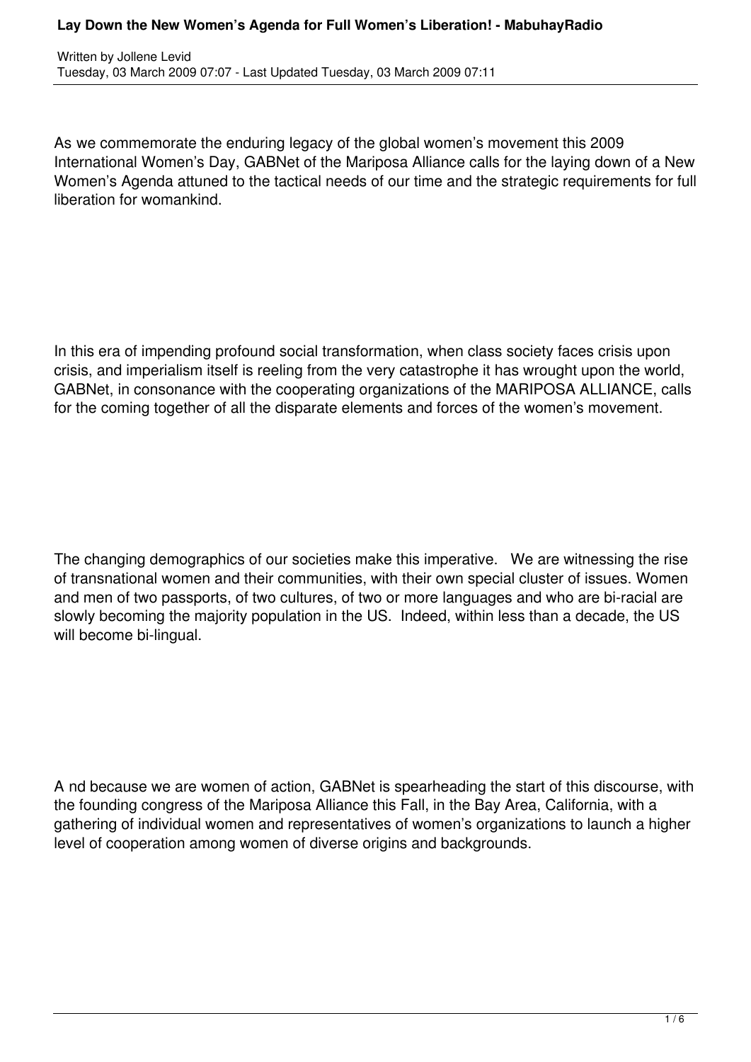# Lay Down the New Women's Agenda for Full Women's Liberation! - MabuhayRadio

Written by Jollene Levid
Tuesday, 03 March 2009 07:07 - Last Updated Tuesday, 03 March 2009 07:11

As we commemorate the enduring legacy of the global women's movement this 2009 International Women's Day, GABNet of the Mariposa Alliance calls for the laying down of a New Women's Agenda attuned to the tactical needs of our time and the strategic requirements for full liberation for womankind.

In this era of impending profound social transformation, when class society faces crisis upon crisis, and imperialism itself is reeling from the very catastrophe it has wrought upon the world, GABNet, in consonance with the cooperating organizations of the MARIPOSA ALLIANCE, calls for the coming together of all the disparate elements and forces of the women's movement.

The changing demographics of our societies make this imperative. We are witnessing the rise of transnational women and their communities, with their own special cluster of issues. Women and men of two passports, of two cultures, of two or more languages and who are bi-racial are slowly becoming the majority population in the US. Indeed, within less than a decade, the US will become bi-lingual.

A nd because we are women of action, GABNet is spearheading the start of this discourse, with the founding congress of the Mariposa Alliance this Fall, in the Bay Area, California, with a gathering of individual women and representatives of women's organizations to launch a higher level of cooperation among women of diverse origins and backgrounds.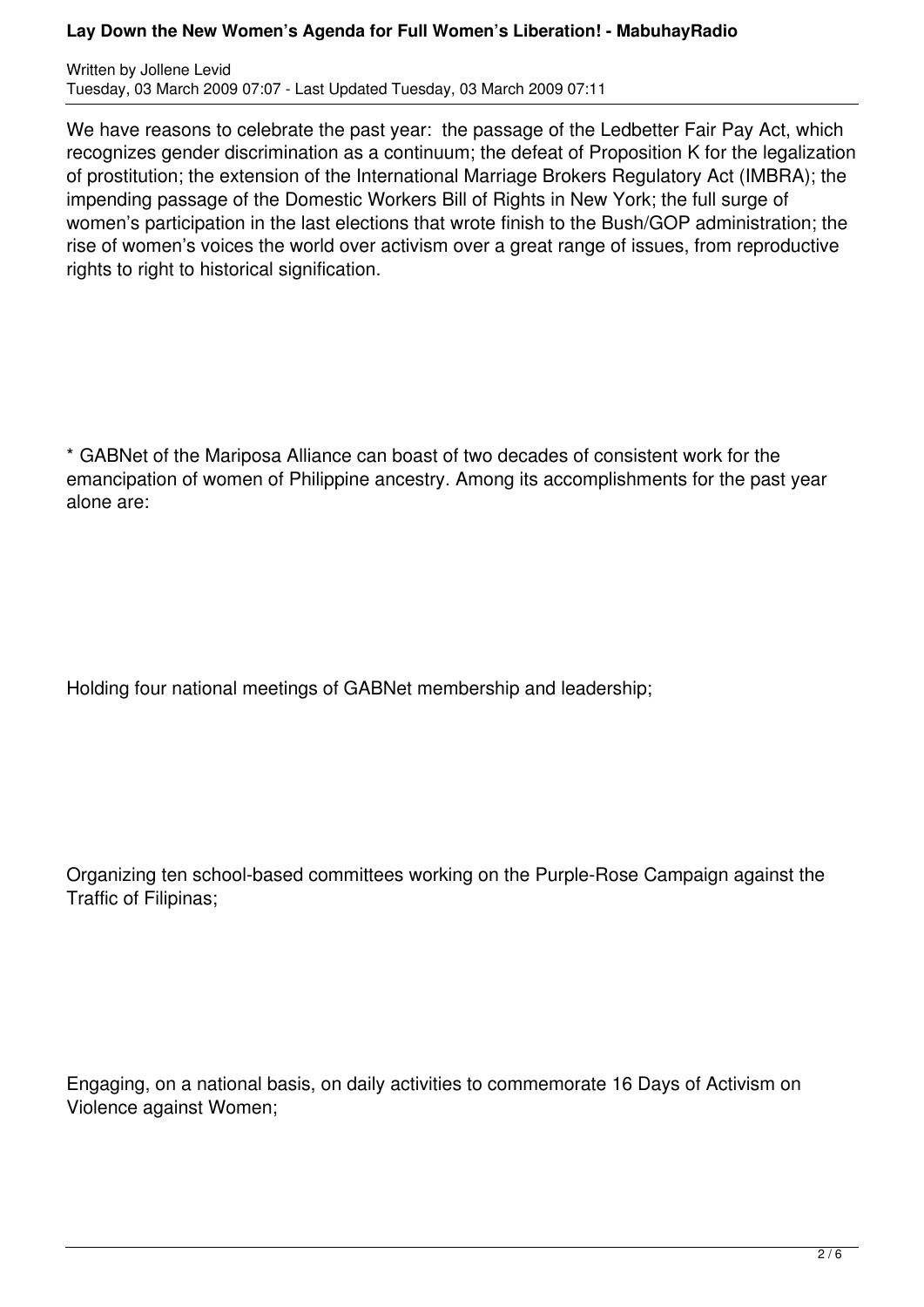We have reasons to celebrate the past year: the passage of the Ledbetter Fair Pay Act, which recognizes gender discrimination as a continuum; the defeat of Proposition K for the legalization of prostitution; the extension of the International Marriage Brokers Regulatory Act (IMBRA); the impending passage of the Domestic Workers Bill of Rights in New York; the full surge of women's participation in the last elections that wrote finish to the Bush/GOP administration; the rise of women's voices the world over activism over a great range of issues, from reproductive rights to right to historical signification.

* GABNet of the Mariposa Alliance can boast of two decades of consistent work for the emancipation of women of Philippine ancestry. Among its accomplishments for the past year alone are:

Holding four national meetings of GABNet membership and leadership;

Organizing ten school-based committees working on the Purple-Rose Campaign against the Traffic of Filipinas;

Engaging, on a national basis, on daily activities to commemorate 16 Days of Activism on Violence against Women;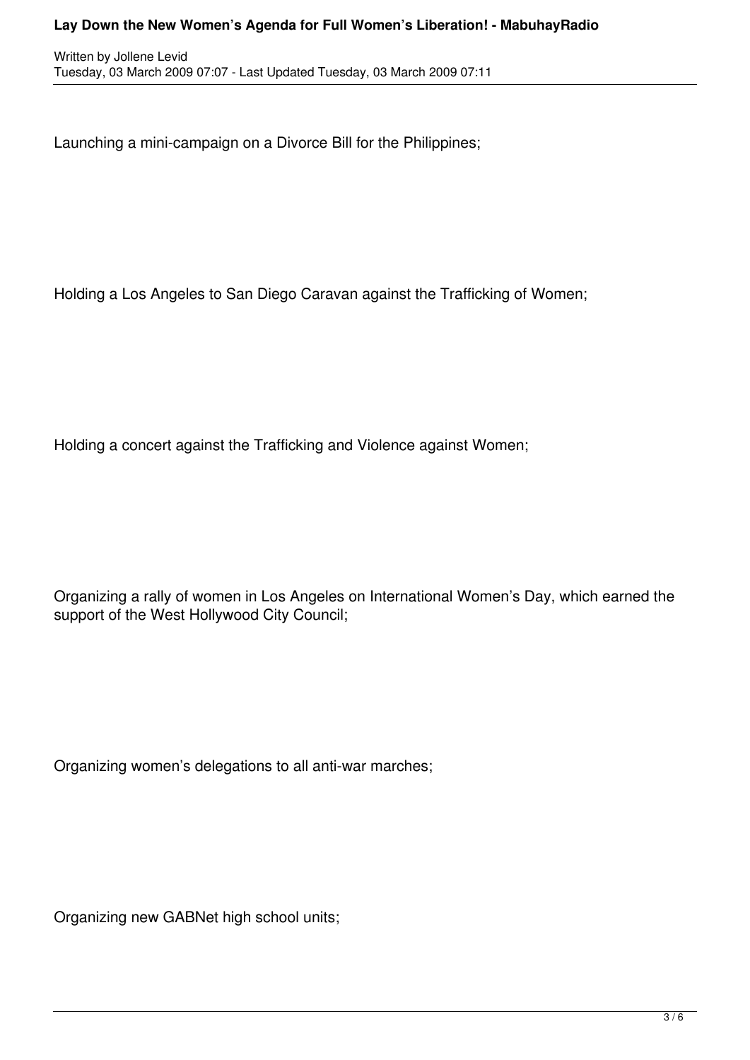Launching a mini-campaign on a Divorce Bill for the Philippines;

Holding a Los Angeles to San Diego Caravan against the Trafficking of Women;

Holding a concert against the Trafficking and Violence against Women;

Organizing a rally of women in Los Angeles on International Women's Day, which earned the support of the West Hollywood City Council;

Organizing women's delegations to all anti-war marches;

Organizing new GABNet high school units;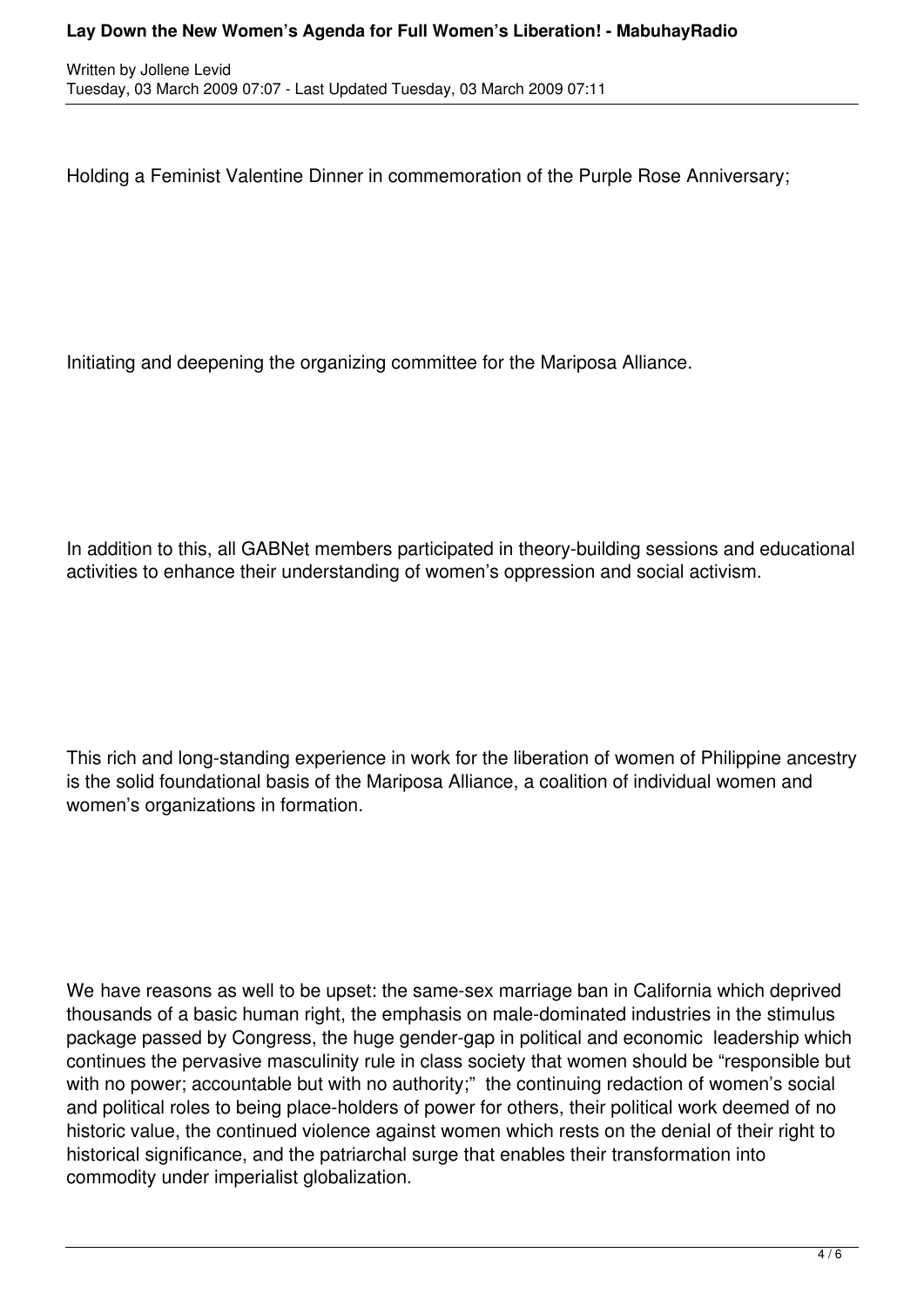Holding a Feminist Valentine Dinner in commemoration of the Purple Rose Anniversary;

Initiating and deepening the organizing committee for the Mariposa Alliance.

In addition to this, all GABNet members participated in theory-building sessions and educational activities to enhance their understanding of women's oppression and social activism.

This rich and long-standing experience in work for the liberation of women of Philippine ancestry is the solid foundational basis of the Mariposa Alliance, a coalition of individual women and women's organizations in formation.

We have reasons as well to be upset: the same-sex marriage ban in California which deprived thousands of a basic human right, the emphasis on male-dominated industries in the stimulus package passed by Congress, the huge gender-gap in political and economic leadership which continues the pervasive masculinity rule in class society that women should be "responsible but with no power; accountable but with no authority;" the continuing redaction of women's social and political roles to being place-holders of power for others, their political work deemed of no historic value, the continued violence against women which rests on the denial of their right to historical significance, and the patriarchal surge that enables their transformation into commodity under imperialist globalization.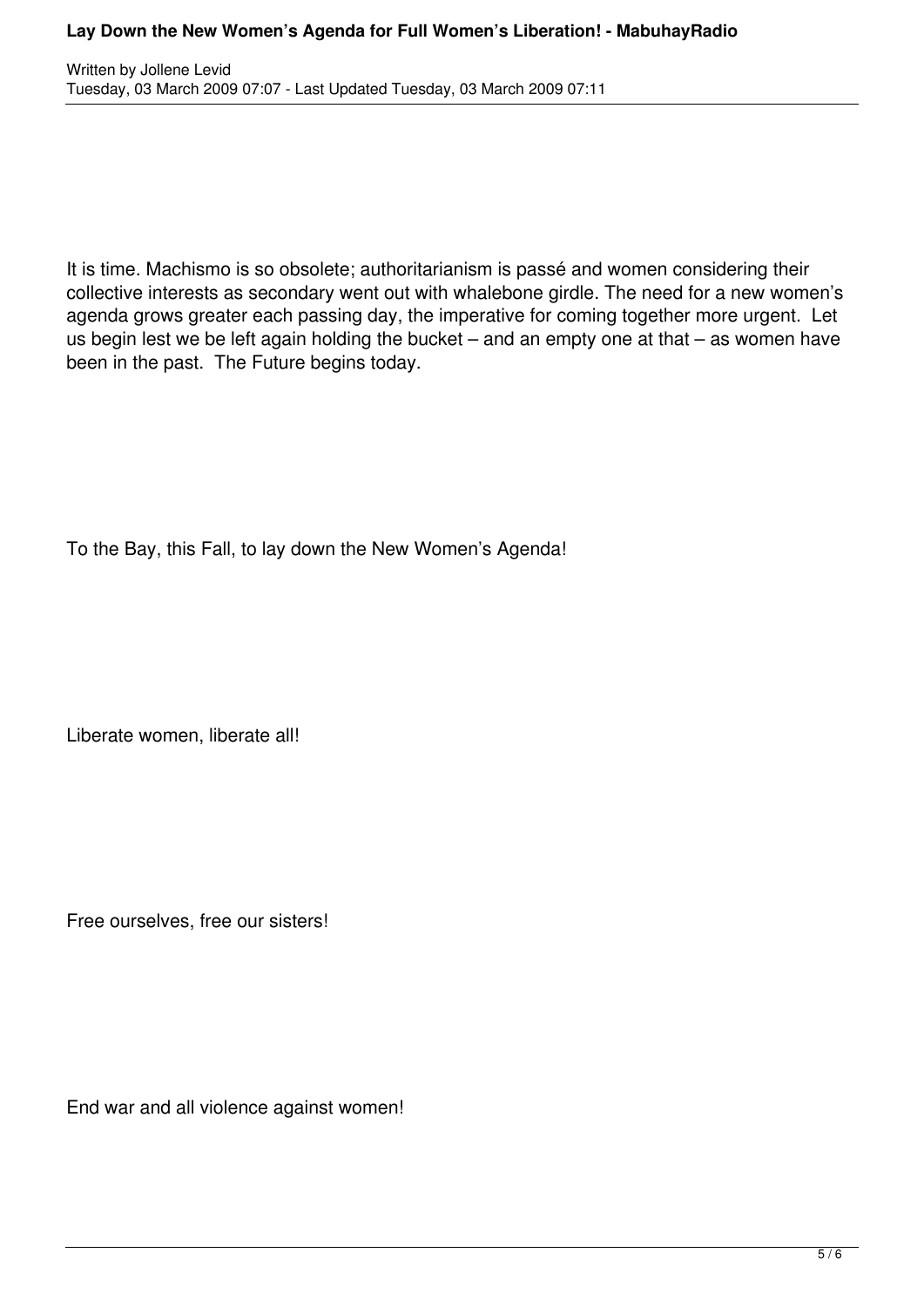It is time. Machismo is so obsolete; authoritarianism is passé and women considering their collective interests as secondary went out with whalebone girdle. The need for a new women's agenda grows greater each passing day, the imperative for coming together more urgent. Let us begin lest we be left again holding the bucket – and an empty one at that – as women have been in the past. The Future begins today.

To the Bay, this Fall, to lay down the New Women's Agenda!

Liberate women, liberate all!

Free ourselves, free our sisters!

End war and all violence against women!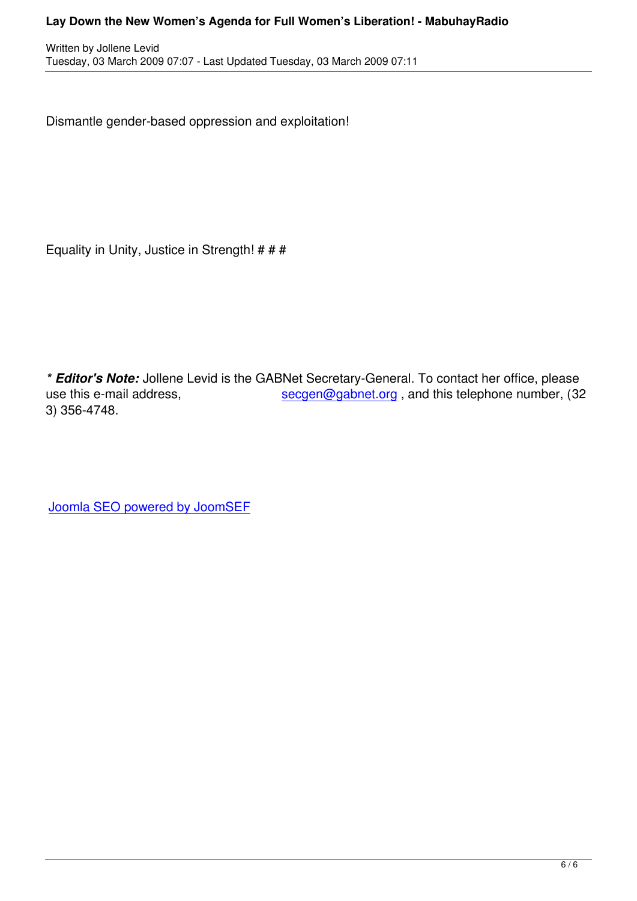Dismantle gender-based oppression and exploitation!

Equality in Unity, Justice in Strength! # # #

***\* Editor's Note:*** Jollene Levid is the GABNet Secretary-General. To contact her office, please use this e-mail address, secgen@gabnet.org , and this telephone number, (323) 356-4748.

Joomla SEO powered by JoomSEF